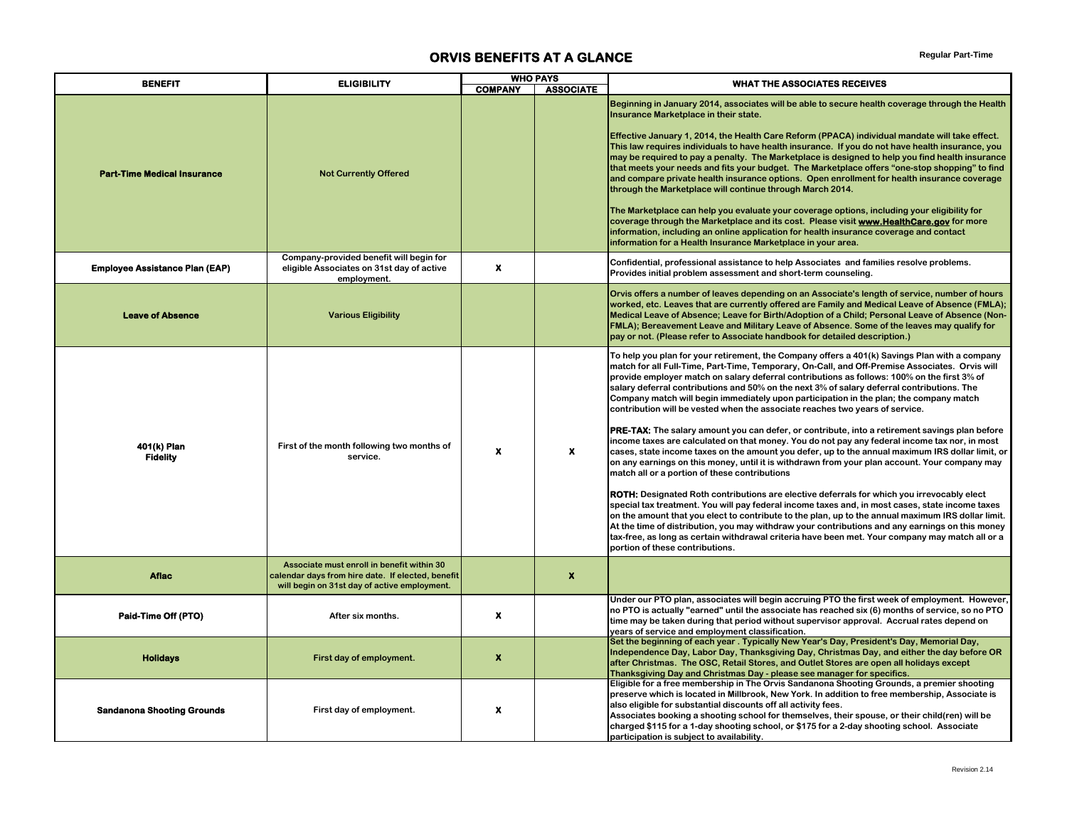# ORVIS BENEFITS AT A GLANCE

Regular Part-Time

| BENEFIT | ELIGIBILITY | WHO PAYS | | WHAT THE ASSOCIATES RECEIVES |
|---|---|---|---|---|
| | | COMPANY | ASSOCIATE | |
| **Part-Time Medical Insurance** | Not Currently Offered | | | Beginning in January 2014, associates will be able to secure health coverage through the Health Insurance Marketplace in their state.<br><br>Effective January 1, 2014, the Health Care Reform (PPACA) individual mandate will take effect. This law requires individuals to have health insurance. If you do not have health insurance, you may be required to pay a penalty. The Marketplace is designed to help you find health insurance that meets your needs and fits your budget. The Marketplace offers "one-stop shopping" to find and compare private health insurance options. Open enrollment for health insurance coverage through the Marketplace will continue through March 2014.<br><br>The Marketplace can help you evaluate your coverage options, including your eligibility for coverage through the Marketplace and its cost. Please visit **www.HealthCare.gov** for more information, including an online application for health insurance coverage and contact information for a Health Insurance Marketplace in your area. |
| **Employee Assistance Plan (EAP)** | Company-provided benefit will begin for eligible Associates on 31st day of active employment. | X | | Confidential, professional assistance to help Associates and families resolve problems. Provides initial problem assessment and short-term counseling. |
| **Leave of Absence** | Various Eligibility | | | Orvis offers a number of leaves depending on an Associate's length of service, number of hours worked, etc. Leaves that are currently offered are Family and Medical Leave of Absence (FMLA); Medical Leave of Absence; Leave for Birth/Adoption of a Child; Personal Leave of Absence (Non-FMLA); Bereavement Leave and Military Leave of Absence. Some of the leaves may qualify for pay or not. (Please refer to Associate handbook for detailed description.) |
| **401(k) Plan Fidelity** | First of the month following two months of service. | X | X | To help you plan for your retirement, the Company offers a 401(k) Savings Plan with a company match for all Full-Time, Part-Time, Temporary, On-Call, and Off-Premise Associates. Orvis will provide employer match on salary deferral contributions as follows: 100% on the first 3% of salary deferral contributions and 50% on the next 3% of salary deferral contributions. The Company match will begin immediately upon participation in the plan; the company match contribution will be vested when the associate reaches two years of service.<br><br>**PRE-TAX:** The salary amount you can defer, or contribute, into a retirement savings plan before income taxes are calculated on that money. You do not pay any federal income tax nor, in most cases, state income taxes on the amount you defer, up to the annual maximum IRS dollar limit, or on any earnings on this money, until it is withdrawn from your plan account. Your company may match all or a portion of these contributions<br><br>**ROTH:** Designated Roth contributions are elective deferrals for which you irrevocably elect special tax treatment. You will pay federal income taxes and, in most cases, state income taxes on the amount that you elect to contribute to the plan, up to the annual maximum IRS dollar limit. At the time of distribution, you may withdraw your contributions and any earnings on this money tax-free, as long as certain withdrawal criteria have been met. Your company may match all or a portion of these contributions. |
| **Aflac** | Associate must enroll in benefit within 30 calendar days from hire date. If elected, benefit will begin on 31st day of active employment. | | X | |
| **Paid-Time Off (PTO)** | After six months. | X | | Under our PTO plan, associates will begin accruing PTO the first week of employment. However, no PTO is actually "earned" until the associate has reached six (6) months of service, so no PTO time may be taken during that period without supervisor approval. Accrual rates depend on years of service and employment classification. |
| **Holidays** | First day of employment. | X | | Set the beginning of each year . Typically New Year's Day, President's Day, Memorial Day, Independence Day, Labor Day, Thanksgiving Day, Christmas Day, and either the day before OR after Christmas. The OSC, Retail Stores, and Outlet Stores are open all holidays except Thanksgiving Day and Christmas Day - please see manager for specifics. |
| **Sandanona Shooting Grounds** | First day of employment. | X | | Eligible for a free membership in The Orvis Sandanona Shooting Grounds, a premier shooting preserve which is located in Millbrook, New York. In addition to free membership, Associate is also eligible for substantial discounts off all activity fees.<br>Associates booking a shooting school for themselves, their spouse, or their child(ren) will be charged $115 for a 1-day shooting school, or $175 for a 2-day shooting school. Associate participation is subject to availability. |

Revision 2.14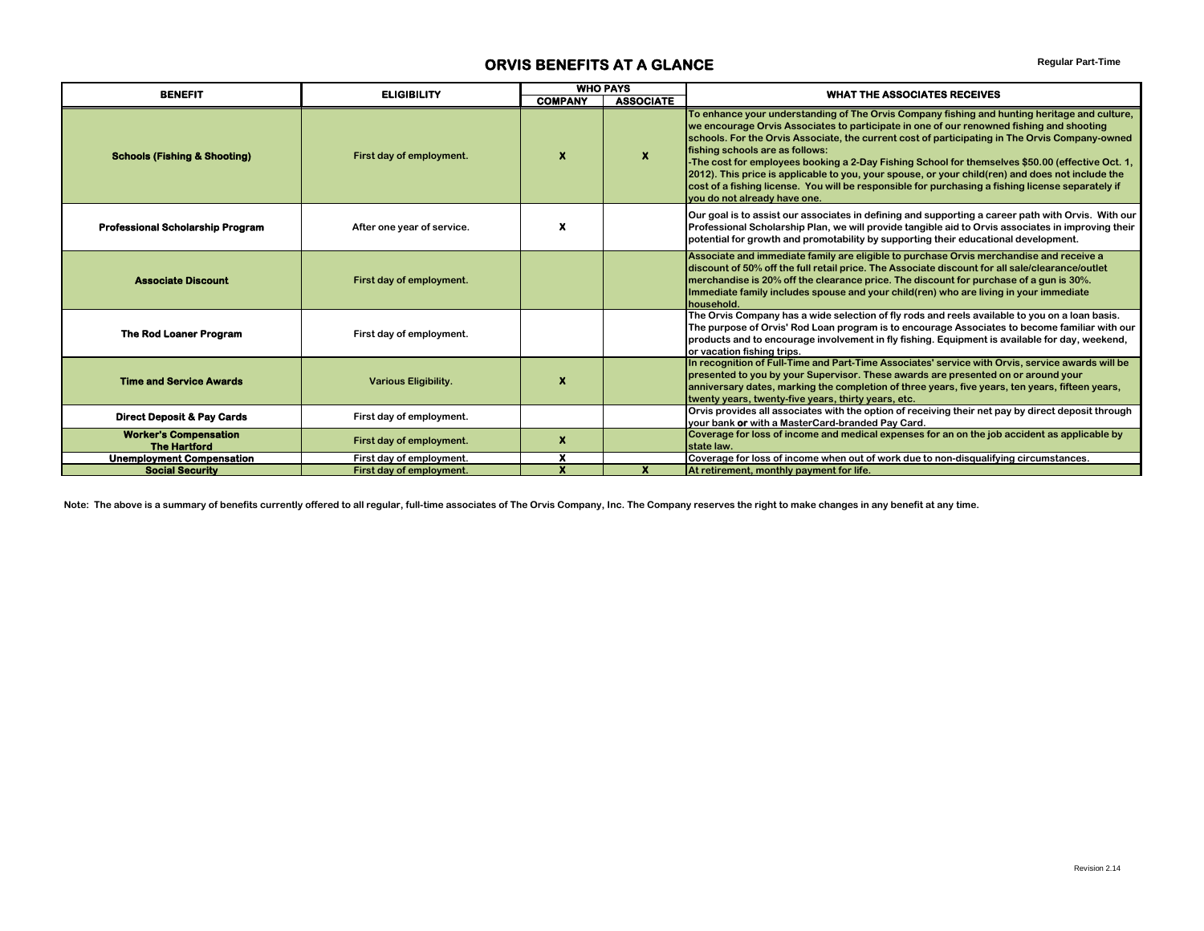# ORVIS BENEFITS AT A GLANCE

Regular Part-Time

| BENEFIT | ELIGIBILITY | WHO PAYS | | WHAT THE ASSOCIATES RECEIVES |
|---|---|---|---|---|
| | | COMPANY | ASSOCIATE | |
| **Schools (Fishing & Shooting)** | First day of employment. | X | X | To enhance your understanding of The Orvis Company fishing and hunting heritage and culture, we encourage Orvis Associates to participate in one of our renowned fishing and shooting schools. For the Orvis Associate, the current cost of participating in The Orvis Company-owned fishing schools are as follows:<br>-The cost for employees booking a 2-Day Fishing School for themselves $50.00 (effective Oct. 1, 2012). This price is applicable to you, your spouse, or your child(ren) and does not include the cost of a fishing license. You will be responsible for purchasing a fishing license separately if you do not already have one. |
| **Professional Scholarship Program** | After one year of service. | X | | Our goal is to assist our associates in defining and supporting a career path with Orvis. With our Professional Scholarship Plan, we will provide tangible aid to Orvis associates in improving their potential for growth and promotability by supporting their educational development. |
| **Associate Discount** | First day of employment. | | | Associate and immediate family are eligible to purchase Orvis merchandise and receive a discount of 50% off the full retail price. The Associate discount for all sale/clearance/outlet merchandise is 20% off the clearance price. The discount for purchase of a gun is 30%. Immediate family includes spouse and your child(ren) who are living in your immediate household. |
| **The Rod Loaner Program** | First day of employment. | | | The Orvis Company has a wide selection of fly rods and reels available to you on a loan basis. The purpose of Orvis' Rod Loan program is to encourage Associates to become familiar with our products and to encourage involvement in fly fishing. Equipment is available for day, weekend, or vacation fishing trips. |
| **Time and Service Awards** | Various Eligibility. | X | | In recognition of Full-Time and Part-Time Associates' service with Orvis, service awards will be presented to you by your Supervisor. These awards are presented on or around your anniversary dates, marking the completion of three years, five years, ten years, fifteen years, twenty years, twenty-five years, thirty years, etc. |
| **Direct Deposit & Pay Cards** | First day of employment. | | | Orvis provides all associates with the option of receiving their net pay by direct deposit through your bank **or** with a MasterCard-branded Pay Card. |
| **Worker's Compensation The Hartford** | First day of employment. | X | | Coverage for loss of income and medical expenses for an on the job accident as applicable by state law. |
| **Unemployment Compensation** | First day of employment. | X | | Coverage for loss of income when out of work due to non-disqualifying circumstances. |
| **Social Security** | First day of employment. | X | X | At retirement, monthly payment for life. |

Note: The above is a summary of benefits currently offered to all regular, full-time associates of The Orvis Company, Inc. The Company reserves the right to make changes in any benefit at any time.

Revision 2.14